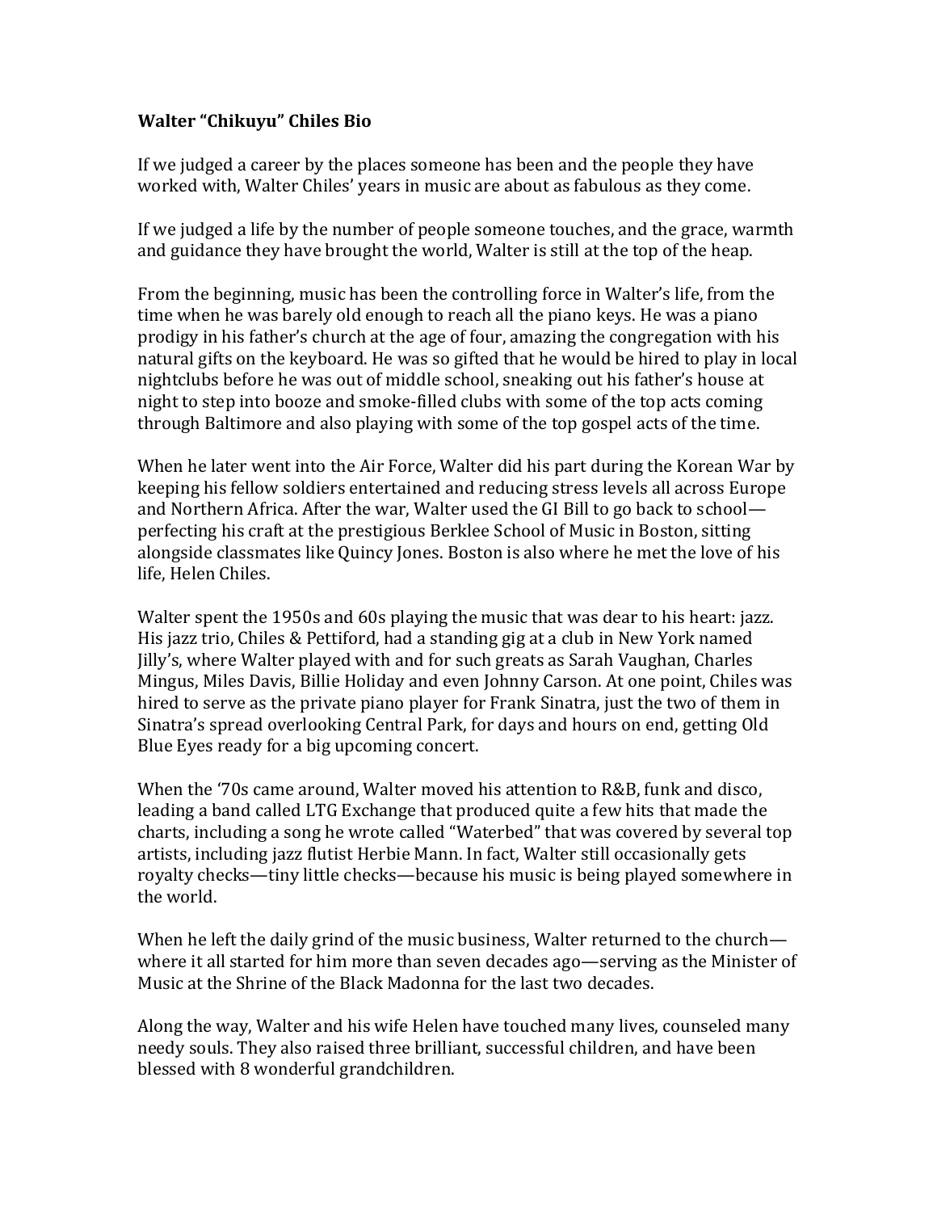**Walter "Chikuyu" Chiles Bio**

If we judged a career by the places someone has been and the people they have worked with, Walter Chiles' years in music are about as fabulous as they come.

If we judged a life by the number of people someone touches, and the grace, warmth and guidance they have brought the world, Walter is still at the top of the heap.

From the beginning, music has been the controlling force in Walter's life, from the time when he was barely old enough to reach all the piano keys. He was a piano prodigy in his father's church at the age of four, amazing the congregation with his natural gifts on the keyboard. He was so gifted that he would be hired to play in local nightclubs before he was out of middle school, sneaking out his father's house at night to step into booze and smoke-filled clubs with some of the top acts coming through Baltimore and also playing with some of the top gospel acts of the time.

When he later went into the Air Force, Walter did his part during the Korean War by keeping his fellow soldiers entertained and reducing stress levels all across Europe and Northern Africa. After the war, Walter used the GI Bill to go back to school—perfecting his craft at the prestigious Berklee School of Music in Boston, sitting alongside classmates like Quincy Jones. Boston is also where he met the love of his life, Helen Chiles.

Walter spent the 1950s and 60s playing the music that was dear to his heart: jazz. His jazz trio, Chiles & Pettiford, had a standing gig at a club in New York named Jilly's, where Walter played with and for such greats as Sarah Vaughan, Charles Mingus, Miles Davis, Billie Holiday and even Johnny Carson. At one point, Chiles was hired to serve as the private piano player for Frank Sinatra, just the two of them in Sinatra's spread overlooking Central Park, for days and hours on end, getting Old Blue Eyes ready for a big upcoming concert.

When the '70s came around, Walter moved his attention to R&B, funk and disco, leading a band called LTG Exchange that produced quite a few hits that made the charts, including a song he wrote called "Waterbed" that was covered by several top artists, including jazz flutist Herbie Mann. In fact, Walter still occasionally gets royalty checks—tiny little checks—because his music is being played somewhere in the world.

When he left the daily grind of the music business, Walter returned to the church—where it all started for him more than seven decades ago—serving as the Minister of Music at the Shrine of the Black Madonna for the last two decades.

Along the way, Walter and his wife Helen have touched many lives, counseled many needy souls. They also raised three brilliant, successful children, and have been blessed with 8 wonderful grandchildren.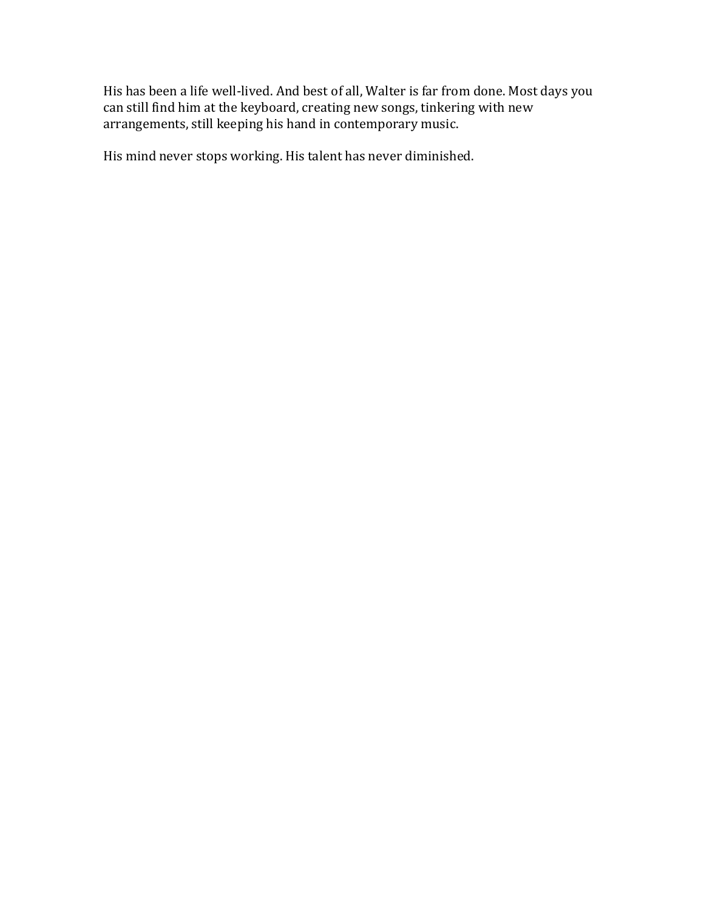His has been a life well-lived. And best of all, Walter is far from done. Most days you can still find him at the keyboard, creating new songs, tinkering with new arrangements, still keeping his hand in contemporary music.

His mind never stops working. His talent has never diminished.